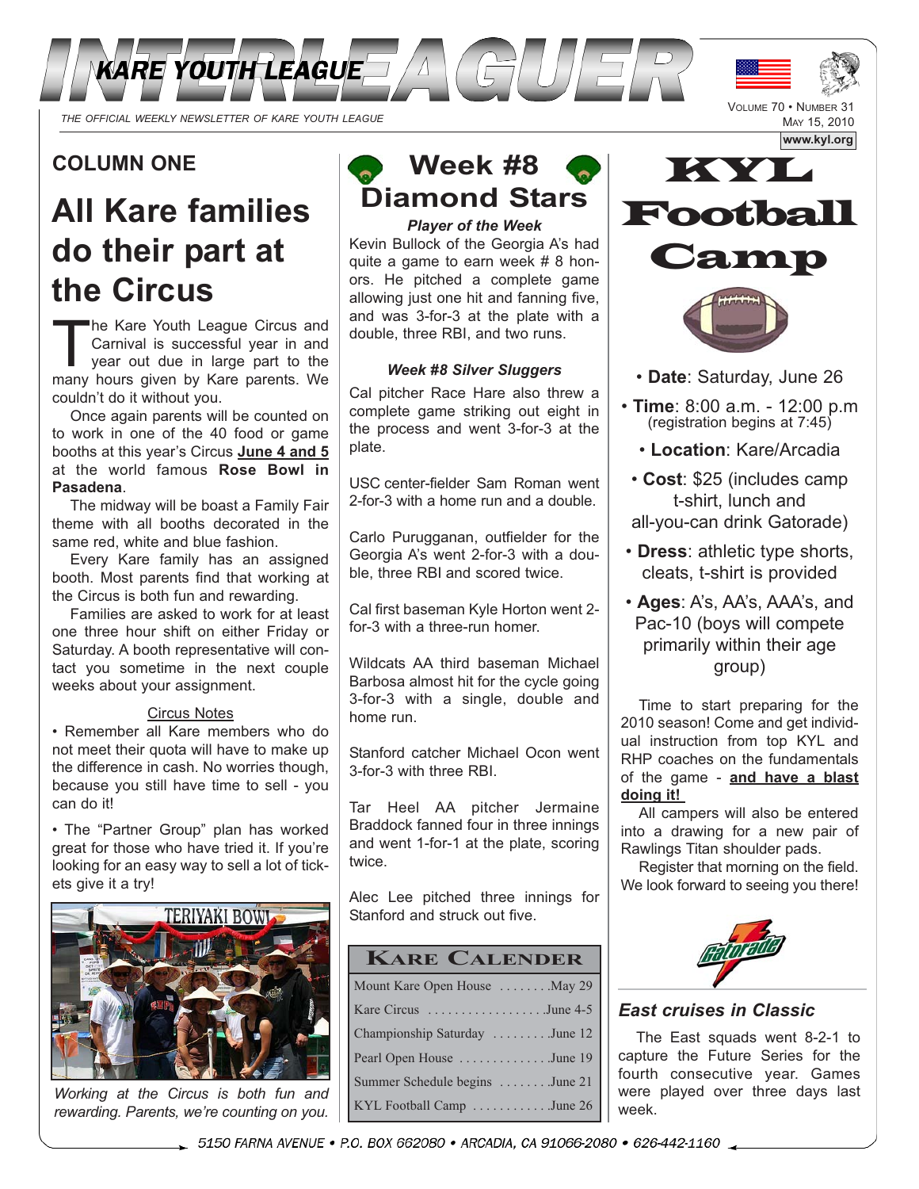# INTERLEAGUER

KARE YOUTH LEAGUE

THE OFFICIAL WEEKLY NEWSLETTER OF KARE YOUTH LEAGUE

VOLUME 70 • NUMBER 31
MAY 15, 2010
www.kyl.org

## COLUMN ONE

# All Kare families do their part at the Circus

The Kare Youth League Circus and Carnival is successful year in and year out due in large part to the many hours given by Kare parents. We couldn't do it without you.

Once again parents will be counted on to work in one of the 40 food or game booths at this year's Circus **June 4 and 5** at the world famous **Rose Bowl in Pasadena**.

The midway will be boast a Family Fair theme with all booths decorated in the same red, white and blue fashion.

Every Kare family has an assigned booth. Most parents find that working at the Circus is both fun and rewarding.

Families are asked to work for at least one three hour shift on either Friday or Saturday. A booth representative will contact you sometime in the next couple weeks about your assignment.

### Circus Notes

• Remember all Kare members who do not meet their quota will have to make up the difference in cash. No worries though, because you still have time to sell - you can do it!

• The "Partner Group" plan has worked great for those who have tried it. If you're looking for an easy way to sell a lot of tickets give it a try!

*Working at the Circus is both fun and rewarding. Parents, we're counting on you.*

## Week #8 Diamond Stars

***Player of the Week***

Kevin Bullock of the Georgia A's had quite a game to earn week # 8 honors. He pitched a complete game allowing just one hit and fanning five, and was 3-for-3 at the plate with a double, three RBI, and two runs.

***Week #8 Silver Sluggers***

Cal pitcher Race Hare also threw a complete game striking out eight in the process and went 3-for-3 at the plate.

USC center-fielder Sam Roman went 2-for-3 with a home run and a double.

Carlo Purugganan, outfielder for the Georgia A's went 2-for-3 with a double, three RBI and scored twice.

Cal first baseman Kyle Horton went 2-for-3 with a three-run homer.

Wildcats AA third baseman Michael Barbosa almost hit for the cycle going 3-for-3 with a single, double and home run.

Stanford catcher Michael Ocon went 3-for-3 with three RBI.

Tar Heel AA pitcher Jermaine Braddock fanned four in three innings and went 1-for-1 at the plate, scoring twice.

Alec Lee pitched three innings for Stanford and struck out five.

| KARE CALENDER | |
|---|---|
| Mount Kare Open House | May 29 |
| Kare Circus | June 4-5 |
| Championship Saturday | June 12 |
| Pearl Open House | June 19 |
| Summer Schedule begins | June 21 |
| KYL Football Camp | June 26 |

# KYL Football Camp

• **Date**: Saturday, June 26

• **Time**: 8:00 a.m. - 12:00 p.m (registration begins at 7:45)

• **Location**: Kare/Arcadia

• **Cost**: $25 (includes camp t-shirt, lunch and all-you-can drink Gatorade)

• **Dress**: athletic type shorts, cleats, t-shirt is provided

• **Ages**: A's, AA's, AAA's, and Pac-10 (boys will compete primarily within their age group)

Time to start preparing for the 2010 season! Come and get individual instruction from top KYL and RHP coaches on the fundamentals of the game - **and have a blast doing it!**

All campers will also be entered into a drawing for a new pair of Rawlings Titan shoulder pads.

Register that morning on the field. We look forward to seeing you there!

### *East cruises in Classic*

The East squads went 8-2-1 to capture the Future Series for the fourth consecutive year. Games were played over three days last week.

5150 FARNA AVENUE • P.O. BOX 662080 • ARCADIA, CA 91066-2080 • 626-442-1160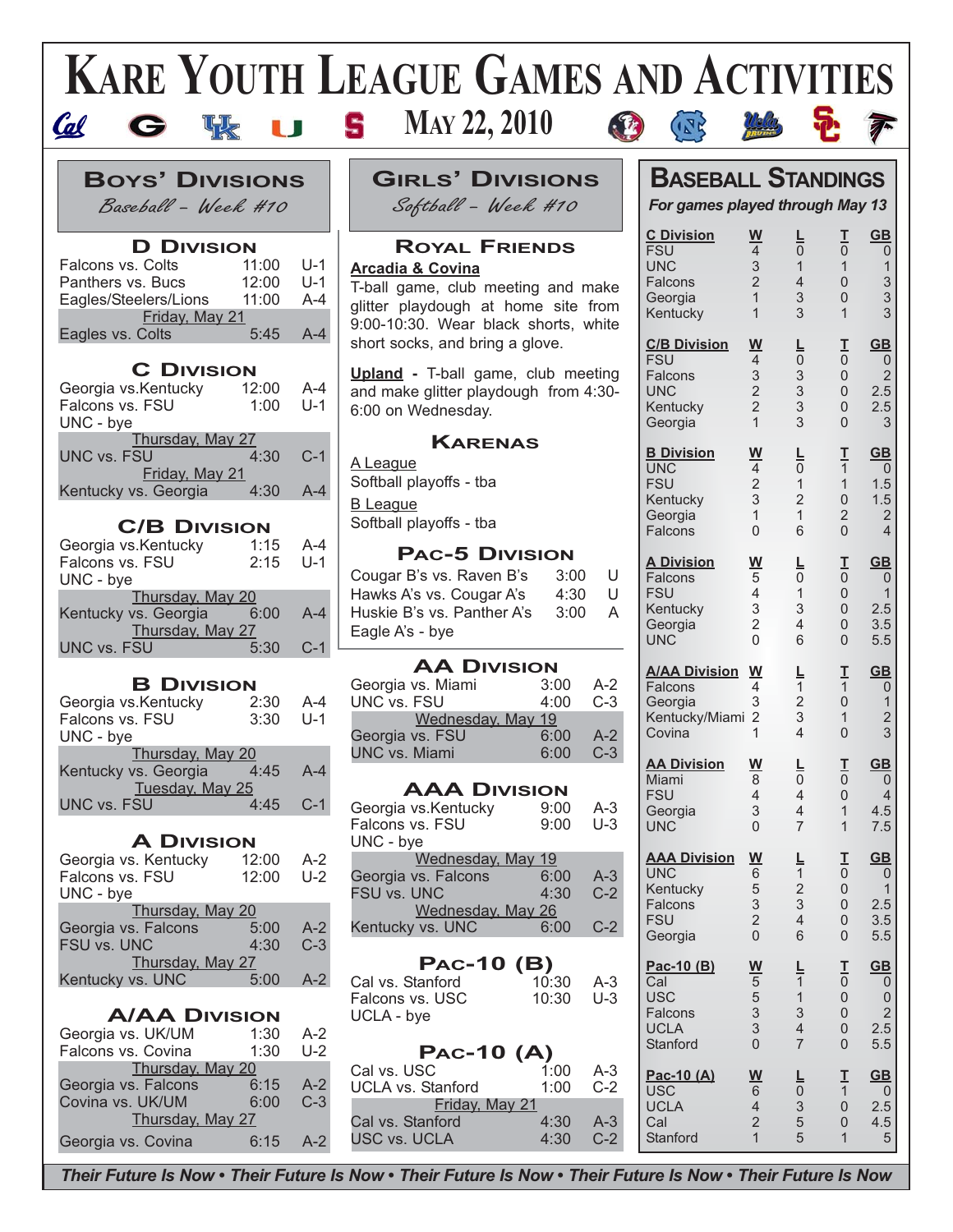# Kare Youth League Games and Activities

## May 22, 2010

## Boys' Divisions

*Baseball – Week #10*

### D Division

| | | |
|---|---|---|
| Falcons vs. Colts | 11:00 | U-1 |
| Panthers vs. Bucs | 12:00 | U-1 |
| Eagles/Steelers/Lions | 11:00 | A-4 |
| **Friday, May 21** | | |
| Eagles vs. Colts | 5:45 | A-4 |

### C Division

| | | |
|---|---|---|
| Georgia vs.Kentucky | 12:00 | A-4 |
| Falcons vs. FSU | 1:00 | U-1 |
| UNC - bye | | |
| **Thursday, May 27** | | |
| UNC vs. FSU | 4:30 | C-1 |
| **Friday, May 21** | | |
| Kentucky vs. Georgia | 4:30 | A-4 |

### C/B Division

| | | |
|---|---|---|
| Georgia vs.Kentucky | 1:15 | A-4 |
| Falcons vs. FSU | 2:15 | U-1 |
| UNC - bye | | |
| **Thursday, May 20** | | |
| Kentucky vs. Georgia | 6:00 | A-4 |
| **Thursday, May 27** | | |
| UNC vs. FSU | 5:30 | C-1 |

### B Division

| | | |
|---|---|---|
| Georgia vs.Kentucky | 2:30 | A-4 |
| Falcons vs. FSU | 3:30 | U-1 |
| UNC - bye | | |
| **Thursday, May 20** | | |
| Kentucky vs. Georgia | 4:45 | A-4 |
| **Tuesday, May 25** | | |
| UNC vs. FSU | 4:45 | C-1 |

### A Division

| | | |
|---|---|---|
| Georgia vs. Kentucky | 12:00 | A-2 |
| Falcons vs. FSU | 12:00 | U-2 |
| UNC - bye | | |
| **Thursday, May 20** | | |
| Georgia vs. Falcons | 5:00 | A-2 |
| FSU vs. UNC | 4:30 | C-3 |
| **Thursday, May 27** | | |
| Kentucky vs. UNC | 5:00 | A-2 |

### A/AA Division

| | | |
|---|---|---|
| Georgia vs. UK/UM | 1:30 | A-2 |
| Falcons vs. Covina | 1:30 | U-2 |
| **Thursday, May 20** | | |
| Georgia vs. Falcons | 6:15 | A-2 |
| Covina vs. UK/UM | 6:00 | C-3 |
| **Thursday, May 27** | | |
| Georgia vs. Covina | 6:15 | A-2 |

## Girls' Divisions

*Softball – Week #10*

### Royal Friends

**Arcadia & Covina**

T-ball game, club meeting and make glitter playdough at home site from 9:00-10:30. Wear black shorts, white short socks, and bring a glove.

**Upland** - T-ball game, club meeting and make glitter playdough from 4:30-6:00 on Wednesday.

### Karenas

A League

Softball playoffs - tba

B League

Softball playoffs - tba

### Pac-5 Division

| | | |
|---|---|---|
| Cougar B's vs. Raven B's | 3:00 | U |
| Hawks A's vs. Cougar A's | 4:30 | U |
| Huskie B's vs. Panther A's | 3:00 | A |
| Eagle A's - bye | | |

### AA Division

| | | |
|---|---|---|
| Georgia vs. Miami | 3:00 | A-2 |
| UNC vs. FSU | 4:00 | C-3 |
| **Wednesday, May 19** | | |
| Georgia vs. FSU | 6:00 | A-2 |
| UNC vs. Miami | 6:00 | C-3 |

### AAA Division

| | | |
|---|---|---|
| Georgia vs.Kentucky | 9:00 | A-3 |
| Falcons vs. FSU | 9:00 | U-3 |
| UNC - bye | | |
| **Wednesday, May 19** | | |
| Georgia vs. Falcons | 6:00 | A-3 |
| FSU vs. UNC | 4:30 | C-2 |
| **Wednesday, May 26** | | |
| Kentucky vs. UNC | 6:00 | C-2 |

### Pac-10 (B)

| | | |
|---|---|---|
| Cal vs. Stanford | 10:30 | A-3 |
| Falcons vs. USC | 10:30 | U-3 |
| UCLA - bye | | |

### Pac-10 (A)

| | | |
|---|---|---|
| Cal vs. USC | 1:00 | A-3 |
| UCLA vs. Stanford | 1:00 | C-2 |
| **Friday, May 21** | | |
| Cal vs. Stanford | 4:30 | A-3 |
| USC vs. UCLA | 4:30 | C-2 |

## Baseball Standings

*For games played through May 13*

| C Division | W | L | T | GB |
|---|---|---|---|---|
| FSU | 4 | 0 | 0 | 0 |
| UNC | 3 | 1 | 1 | 1 |
| Falcons | 2 | 4 | 0 | 3 |
| Georgia | 1 | 3 | 0 | 3 |
| Kentucky | 1 | 3 | 1 | 3 |

| C/B Division | W | L | T | GB |
|---|---|---|---|---|
| FSU | 4 | 0 | 0 | 0 |
| Falcons | 3 | 3 | 0 | 2 |
| UNC | 2 | 3 | 0 | 2.5 |
| Kentucky | 2 | 3 | 0 | 2.5 |
| Georgia | 1 | 3 | 0 | 3 |

| B Division | W | L | T | GB |
|---|---|---|---|---|
| UNC | 4 | 0 | 1 | 0 |
| FSU | 2 | 1 | 1 | 1.5 |
| Kentucky | 3 | 2 | 0 | 1.5 |
| Georgia | 1 | 1 | 2 | 2 |
| Falcons | 0 | 6 | 0 | 4 |

| A Division | W | L | T | GB |
|---|---|---|---|---|
| Falcons | 5 | 0 | 0 | 0 |
| FSU | 4 | 1 | 0 | 1 |
| Kentucky | 3 | 3 | 0 | 2.5 |
| Georgia | 2 | 4 | 0 | 3.5 |
| UNC | 0 | 6 | 0 | 5.5 |

| A/AA Division | W | L | T | GB |
|---|---|---|---|---|
| Falcons | 4 | 1 | 1 | 0 |
| Georgia | 3 | 2 | 0 | 1 |
| Kentucky/Miami | 2 | 3 | 1 | 2 |
| Covina | 1 | 4 | 0 | 3 |

| AA Division | W | L | T | GB |
|---|---|---|---|---|
| Miami | 8 | 0 | 0 | 0 |
| FSU | 4 | 4 | 0 | 4 |
| Georgia | 3 | 4 | 1 | 4.5 |
| UNC | 0 | 7 | 1 | 7.5 |

| AAA Division | W | L | T | GB |
|---|---|---|---|---|
| UNC | 6 | 1 | 0 | 0 |
| Kentucky | 5 | 2 | 0 | 1 |
| Falcons | 3 | 3 | 0 | 2.5 |
| FSU | 2 | 4 | 0 | 3.5 |
| Georgia | 0 | 6 | 0 | 5.5 |

| Pac-10 (B) | W | L | T | GB |
|---|---|---|---|---|
| Cal | 5 | 1 | 0 | 0 |
| USC | 5 | 1 | 0 | 0 |
| Falcons | 3 | 3 | 0 | 2 |
| UCLA | 3 | 4 | 0 | 2.5 |
| Stanford | 0 | 7 | 0 | 5.5 |

| Pac-10 (A) | W | L | T | GB |
|---|---|---|---|---|
| USC | 6 | 0 | 1 | 0 |
| UCLA | 4 | 3 | 0 | 2.5 |
| Cal | 2 | 5 | 0 | 4.5 |
| Stanford | 1 | 5 | 1 | 5 |

*Their Future Is Now • Their Future Is Now • Their Future Is Now • Their Future Is Now • Their Future Is Now*